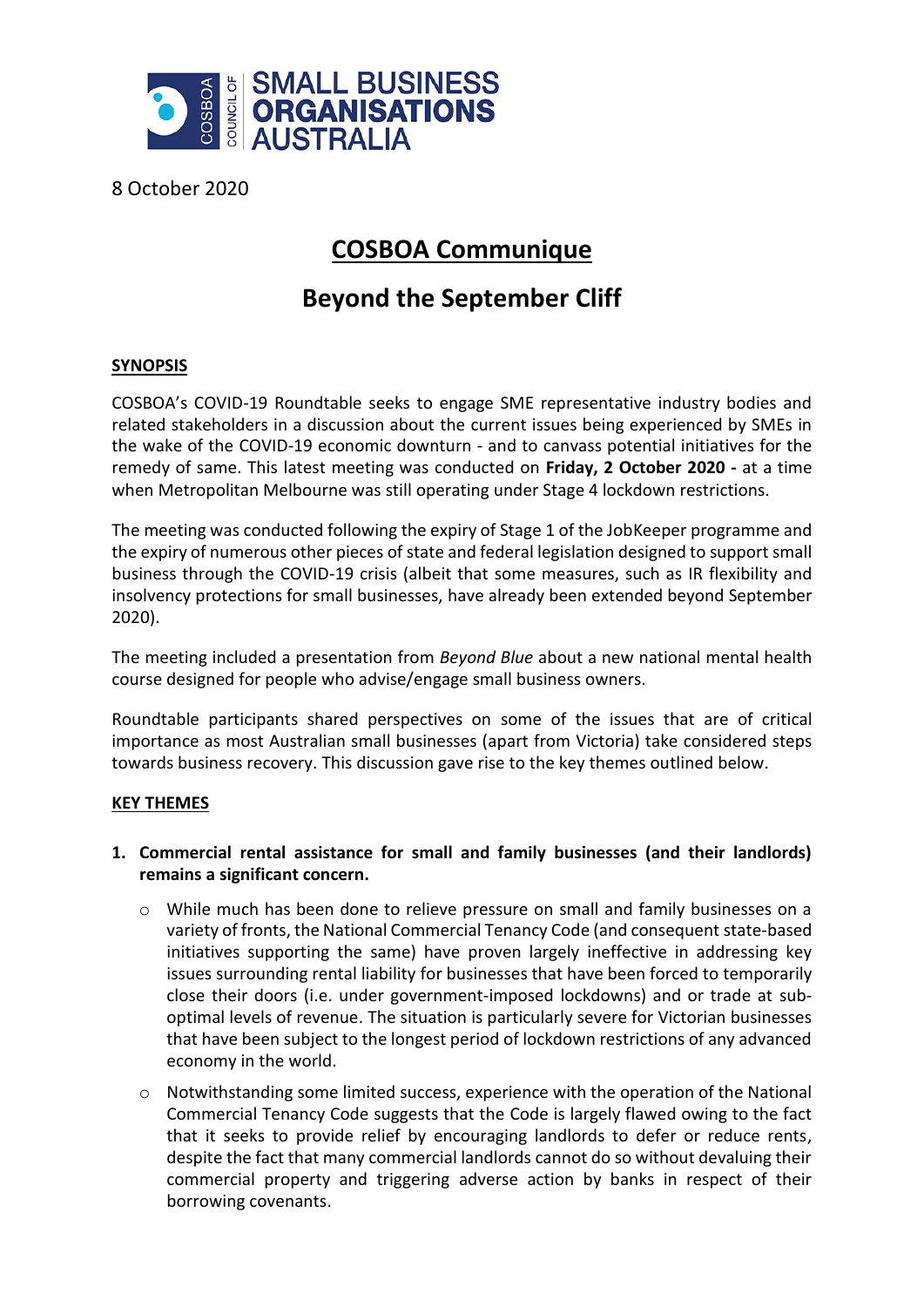8 October 2020

# COSBOA Communique

# Beyond the September Cliff

## SYNOPSIS

COSBOA's COVID-19 Roundtable seeks to engage SME representative industry bodies and related stakeholders in a discussion about the current issues being experienced by SMEs in the wake of the COVID-19 economic downturn - and to canvass potential initiatives for the remedy of same. This latest meeting was conducted on **Friday, 2 October 2020 -** at a time when Metropolitan Melbourne was still operating under Stage 4 lockdown restrictions.

The meeting was conducted following the expiry of Stage 1 of the JobKeeper programme and the expiry of numerous other pieces of state and federal legislation designed to support small business through the COVID-19 crisis (albeit that some measures, such as IR flexibility and insolvency protections for small businesses, have already been extended beyond September 2020).

The meeting included a presentation from *Beyond Blue* about a new national mental health course designed for people who advise/engage small business owners.

Roundtable participants shared perspectives on some of the issues that are of critical importance as most Australian small businesses (apart from Victoria) take considered steps towards business recovery. This discussion gave rise to the key themes outlined below.

## KEY THEMES

1. **Commercial rental assistance for small and family businesses (and their landlords) remains a significant concern.**
   - While much has been done to relieve pressure on small and family businesses on a variety of fronts, the National Commercial Tenancy Code (and consequent state-based initiatives supporting the same) have proven largely ineffective in addressing key issues surrounding rental liability for businesses that have been forced to temporarily close their doors (i.e. under government-imposed lockdowns) and or trade at sub-optimal levels of revenue. The situation is particularly severe for Victorian businesses that have been subject to the longest period of lockdown restrictions of any advanced economy in the world.
   - Notwithstanding some limited success, experience with the operation of the National Commercial Tenancy Code suggests that the Code is largely flawed owing to the fact that it seeks to provide relief by encouraging landlords to defer or reduce rents, despite the fact that many commercial landlords cannot do so without devaluing their commercial property and triggering adverse action by banks in respect of their borrowing covenants.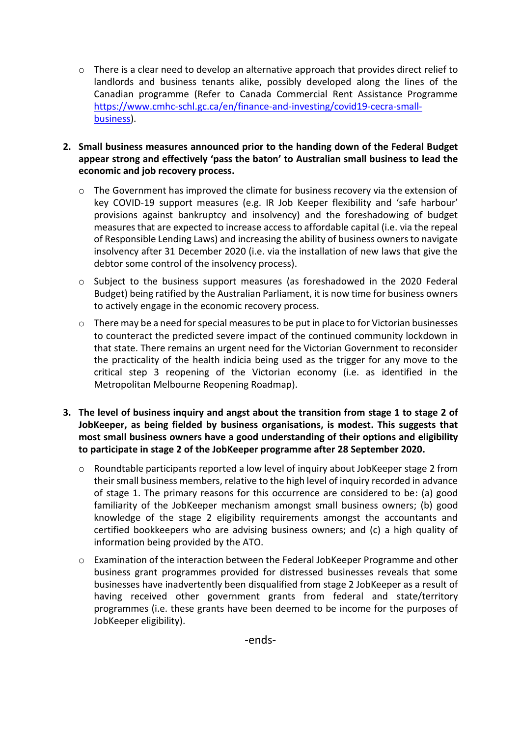- There is a clear need to develop an alternative approach that provides direct relief to landlords and business tenants alike, possibly developed along the lines of the Canadian programme (Refer to Canada Commercial Rent Assistance Programme [https://www.cmhc-schl.gc.ca/en/finance-and-investing/covid19-cecra-small-business](https://www.cmhc-schl.gc.ca/en/finance-and-investing/covid19-cecra-small-business)).

2. **Small business measures announced prior to the handing down of the Federal Budget appear strong and effectively 'pass the baton' to Australian small business to lead the economic and job recovery process.**

   - The Government has improved the climate for business recovery via the extension of key COVID-19 support measures (e.g. IR Job Keeper flexibility and 'safe harbour' provisions against bankruptcy and insolvency) and the foreshadowing of budget measures that are expected to increase access to affordable capital (i.e. via the repeal of Responsible Lending Laws) and increasing the ability of business owners to navigate insolvency after 31 December 2020 (i.e. via the installation of new laws that give the debtor some control of the insolvency process).
   - Subject to the business support measures (as foreshadowed in the 2020 Federal Budget) being ratified by the Australian Parliament, it is now time for business owners to actively engage in the economic recovery process.
   - There may be a need for special measures to be put in place to for Victorian businesses to counteract the predicted severe impact of the continued community lockdown in that state. There remains an urgent need for the Victorian Government to reconsider the practicality of the health indicia being used as the trigger for any move to the critical step 3 reopening of the Victorian economy (i.e. as identified in the Metropolitan Melbourne Reopening Roadmap).

3. **The level of business inquiry and angst about the transition from stage 1 to stage 2 of JobKeeper, as being fielded by business organisations, is modest. This suggests that most small business owners have a good understanding of their options and eligibility to participate in stage 2 of the JobKeeper programme after 28 September 2020.**

   - Roundtable participants reported a low level of inquiry about JobKeeper stage 2 from their small business members, relative to the high level of inquiry recorded in advance of stage 1. The primary reasons for this occurrence are considered to be: (a) good familiarity of the JobKeeper mechanism amongst small business owners; (b) good knowledge of the stage 2 eligibility requirements amongst the accountants and certified bookkeepers who are advising business owners; and (c) a high quality of information being provided by the ATO.
   - Examination of the interaction between the Federal JobKeeper Programme and other business grant programmes provided for distressed businesses reveals that some businesses have inadvertently been disqualified from stage 2 JobKeeper as a result of having received other government grants from federal and state/territory programmes (i.e. these grants have been deemed to be income for the purposes of JobKeeper eligibility).

-ends-